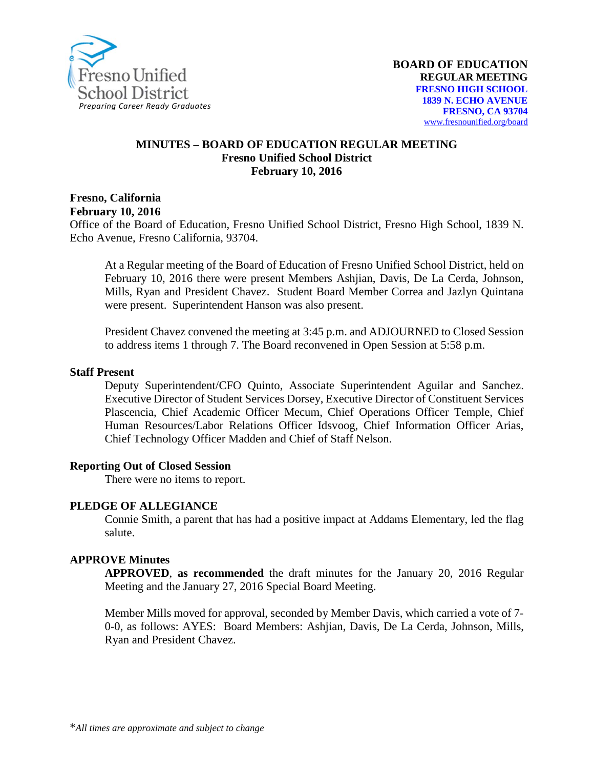Fresno Unified School District
*Preparing Career Ready Graduates*

**BOARD OF EDUCATION**
**REGULAR MEETING**
**FRESNO HIGH SCHOOL**
**1839 N. ECHO AVENUE**
**FRESNO, CA 93704**
www.fresnounified.org/board

# MINUTES – BOARD OF EDUCATION REGULAR MEETING
## Fresno Unified School District
## February 10, 2016

**Fresno, California**
**February 10, 2016**
Office of the Board of Education, Fresno Unified School District, Fresno High School, 1839 N. Echo Avenue, Fresno California, 93704.

At a Regular meeting of the Board of Education of Fresno Unified School District, held on February 10, 2016 there were present Members Ashjian, Davis, De La Cerda, Johnson, Mills, Ryan and President Chavez. Student Board Member Correa and Jazlyn Quintana were present. Superintendent Hanson was also present.

President Chavez convened the meeting at 3:45 p.m. and ADJOURNED to Closed Session to address items 1 through 7. The Board reconvened in Open Session at 5:58 p.m.

### Staff Present

Deputy Superintendent/CFO Quinto, Associate Superintendent Aguilar and Sanchez. Executive Director of Student Services Dorsey, Executive Director of Constituent Services Plascencia, Chief Academic Officer Mecum, Chief Operations Officer Temple, Chief Human Resources/Labor Relations Officer Idsvoog, Chief Information Officer Arias, Chief Technology Officer Madden and Chief of Staff Nelson.

### Reporting Out of Closed Session

There were no items to report.

### PLEDGE OF ALLEGIANCE

Connie Smith, a parent that has had a positive impact at Addams Elementary, led the flag salute.

### APPROVE Minutes

**APPROVED**, **as recommended** the draft minutes for the January 20, 2016 Regular Meeting and the January 27, 2016 Special Board Meeting.

Member Mills moved for approval, seconded by Member Davis, which carried a vote of 7-0-0, as follows: AYES: Board Members: Ashjian, Davis, De La Cerda, Johnson, Mills, Ryan and President Chavez.

*\*All times are approximate and subject to change*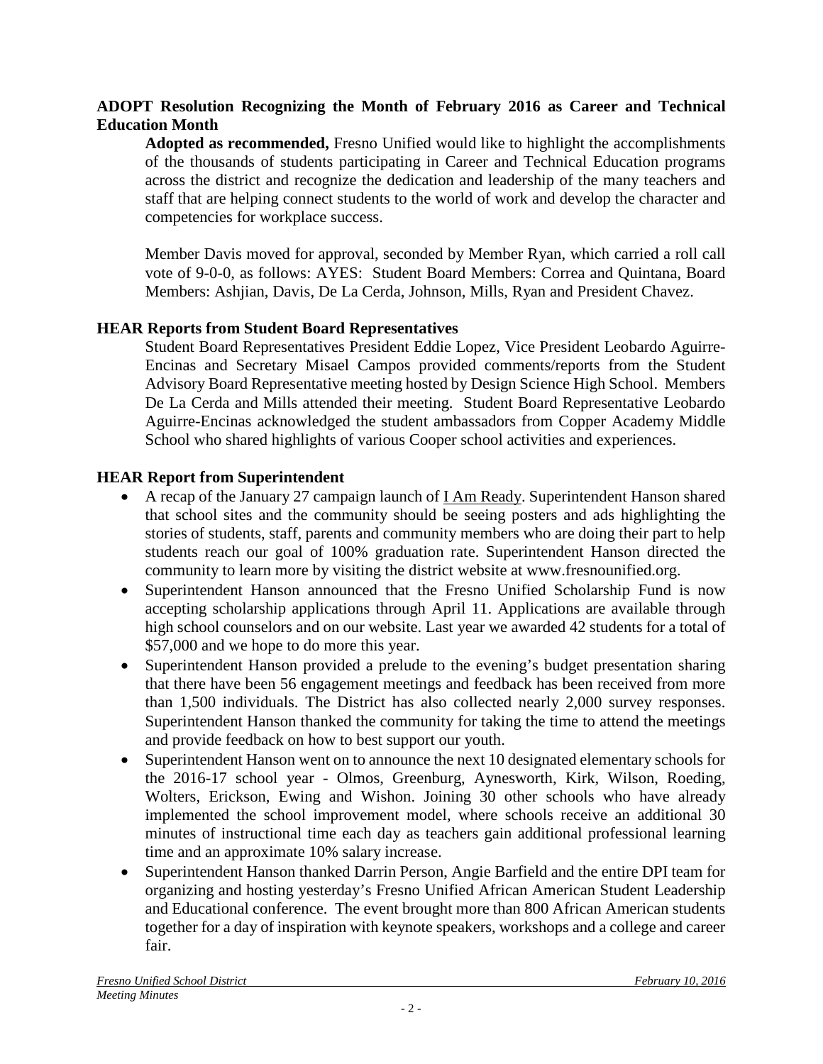**ADOPT Resolution Recognizing the Month of February 2016 as Career and Technical Education Month**

**Adopted as recommended,** Fresno Unified would like to highlight the accomplishments of the thousands of students participating in Career and Technical Education programs across the district and recognize the dedication and leadership of the many teachers and staff that are helping connect students to the world of work and develop the character and competencies for workplace success.

Member Davis moved for approval, seconded by Member Ryan, which carried a roll call vote of 9-0-0, as follows: AYES: Student Board Members: Correa and Quintana, Board Members: Ashjian, Davis, De La Cerda, Johnson, Mills, Ryan and President Chavez.

**HEAR Reports from Student Board Representatives**

Student Board Representatives President Eddie Lopez, Vice President Leobardo Aguirre-Encinas and Secretary Misael Campos provided comments/reports from the Student Advisory Board Representative meeting hosted by Design Science High School. Members De La Cerda and Mills attended their meeting. Student Board Representative Leobardo Aguirre-Encinas acknowledged the student ambassadors from Copper Academy Middle School who shared highlights of various Cooper school activities and experiences.

**HEAR Report from Superintendent**

- A recap of the January 27 campaign launch of I Am Ready. Superintendent Hanson shared that school sites and the community should be seeing posters and ads highlighting the stories of students, staff, parents and community members who are doing their part to help students reach our goal of 100% graduation rate. Superintendent Hanson directed the community to learn more by visiting the district website at www.fresnounified.org.
- Superintendent Hanson announced that the Fresno Unified Scholarship Fund is now accepting scholarship applications through April 11. Applications are available through high school counselors and on our website. Last year we awarded 42 students for a total of $57,000 and we hope to do more this year.
- Superintendent Hanson provided a prelude to the evening's budget presentation sharing that there have been 56 engagement meetings and feedback has been received from more than 1,500 individuals. The District has also collected nearly 2,000 survey responses. Superintendent Hanson thanked the community for taking the time to attend the meetings and provide feedback on how to best support our youth.
- Superintendent Hanson went on to announce the next 10 designated elementary schools for the 2016-17 school year - Olmos, Greenburg, Aynesworth, Kirk, Wilson, Roeding, Wolters, Erickson, Ewing and Wishon. Joining 30 other schools who have already implemented the school improvement model, where schools receive an additional 30 minutes of instructional time each day as teachers gain additional professional learning time and an approximate 10% salary increase.
- Superintendent Hanson thanked Darrin Person, Angie Barfield and the entire DPI team for organizing and hosting yesterday's Fresno Unified African American Student Leadership and Educational conference. The event brought more than 800 African American students together for a day of inspiration with keynote speakers, workshops and a college and career fair.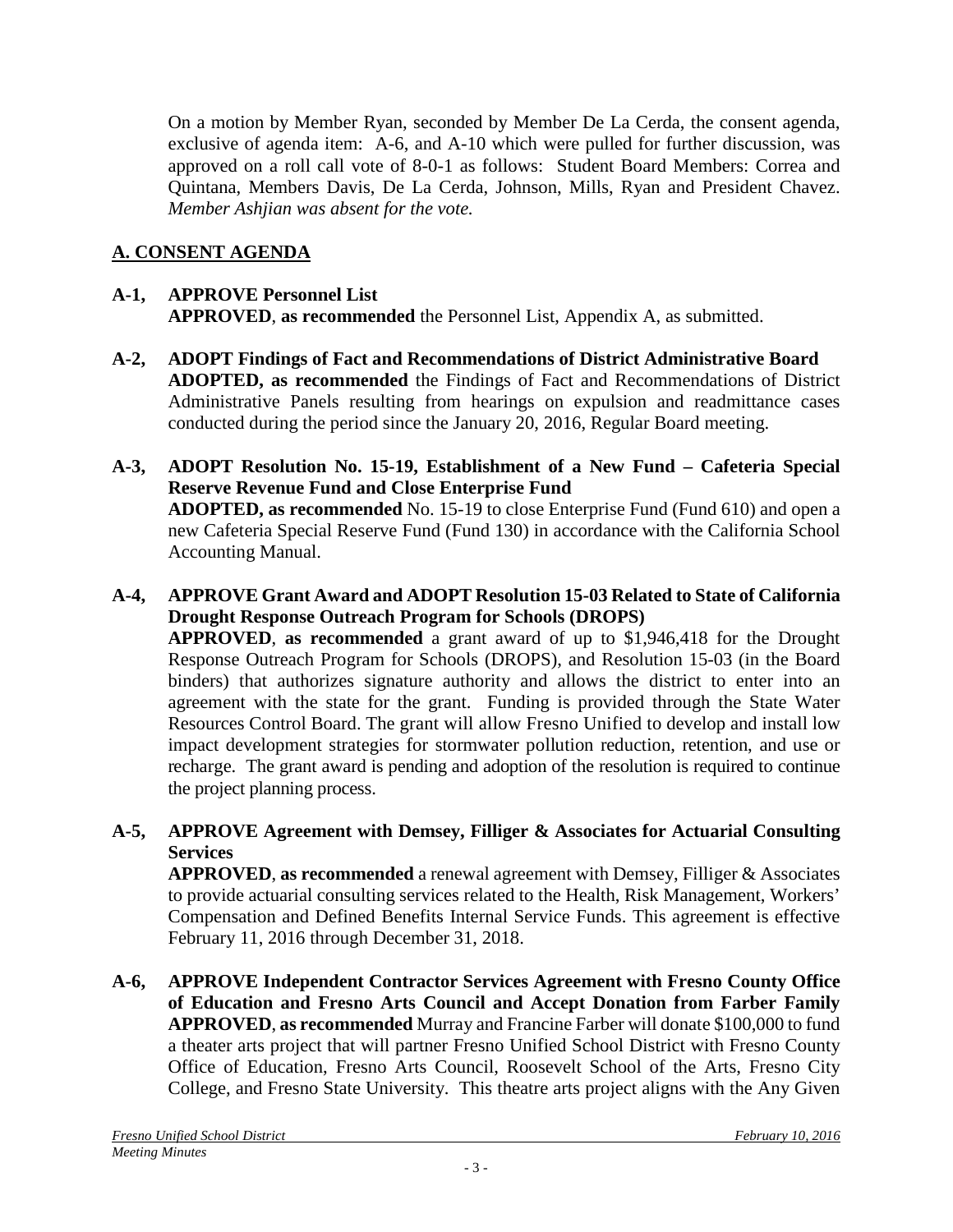On a motion by Member Ryan, seconded by Member De La Cerda, the consent agenda, exclusive of agenda item: A-6, and A-10 which were pulled for further discussion, was approved on a roll call vote of 8-0-1 as follows: Student Board Members: Correa and Quintana, Members Davis, De La Cerda, Johnson, Mills, Ryan and President Chavez. *Member Ashjian was absent for the vote.*

## A. CONSENT AGENDA

**A-1, APPROVE Personnel List**
**APPROVED**, **as recommended** the Personnel List, Appendix A, as submitted.

**A-2, ADOPT Findings of Fact and Recommendations of District Administrative Board**
**ADOPTED, as recommended** the Findings of Fact and Recommendations of District Administrative Panels resulting from hearings on expulsion and readmittance cases conducted during the period since the January 20, 2016, Regular Board meeting.

**A-3, ADOPT Resolution No. 15-19, Establishment of a New Fund – Cafeteria Special Reserve Revenue Fund and Close Enterprise Fund**
**ADOPTED, as recommended** No. 15-19 to close Enterprise Fund (Fund 610) and open a new Cafeteria Special Reserve Fund (Fund 130) in accordance with the California School Accounting Manual.

**A-4, APPROVE Grant Award and ADOPT Resolution 15-03 Related to State of California Drought Response Outreach Program for Schools (DROPS)**
**APPROVED**, **as recommended** a grant award of up to $1,946,418 for the Drought Response Outreach Program for Schools (DROPS), and Resolution 15-03 (in the Board binders) that authorizes signature authority and allows the district to enter into an agreement with the state for the grant. Funding is provided through the State Water Resources Control Board. The grant will allow Fresno Unified to develop and install low impact development strategies for stormwater pollution reduction, retention, and use or recharge. The grant award is pending and adoption of the resolution is required to continue the project planning process.

**A-5, APPROVE Agreement with Demsey, Filliger & Associates for Actuarial Consulting Services**
**APPROVED**, **as recommended** a renewal agreement with Demsey, Filliger & Associates to provide actuarial consulting services related to the Health, Risk Management, Workers' Compensation and Defined Benefits Internal Service Funds. This agreement is effective February 11, 2016 through December 31, 2018.

**A-6, APPROVE Independent Contractor Services Agreement with Fresno County Office of Education and Fresno Arts Council and Accept Donation from Farber Family**
**APPROVED**, **as recommended** Murray and Francine Farber will donate $100,000 to fund a theater arts project that will partner Fresno Unified School District with Fresno County Office of Education, Fresno Arts Council, Roosevelt School of the Arts, Fresno City College, and Fresno State University. This theatre arts project aligns with the Any Given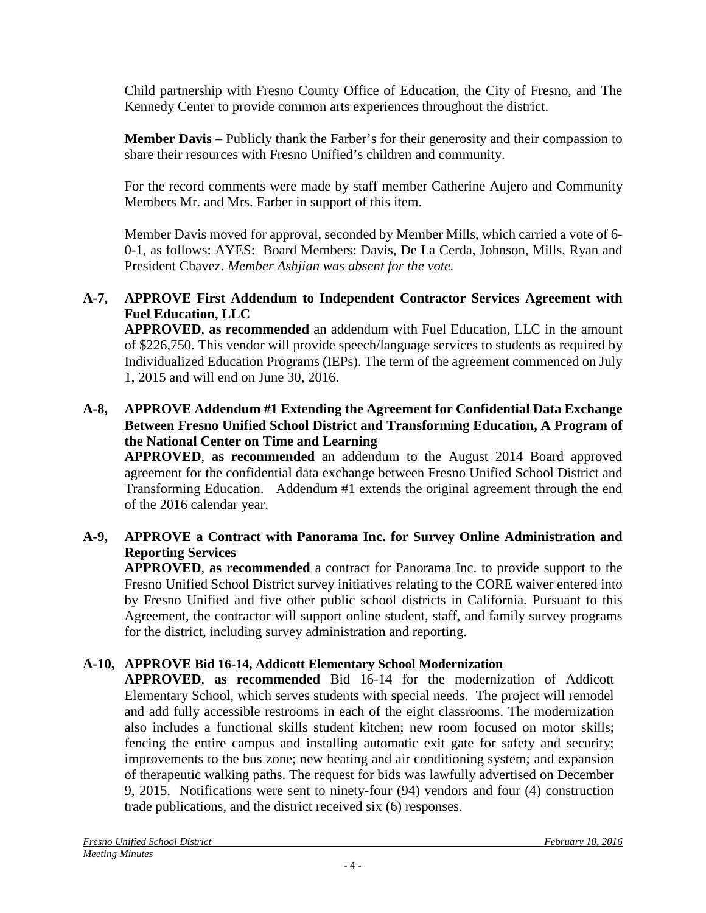Child partnership with Fresno County Office of Education, the City of Fresno, and The Kennedy Center to provide common arts experiences throughout the district.

**Member Davis** – Publicly thank the Farber's for their generosity and their compassion to share their resources with Fresno Unified's children and community.

For the record comments were made by staff member Catherine Aujero and Community Members Mr. and Mrs. Farber in support of this item.

Member Davis moved for approval, seconded by Member Mills, which carried a vote of 6-0-1, as follows: AYES: Board Members: Davis, De La Cerda, Johnson, Mills, Ryan and President Chavez. *Member Ashjian was absent for the vote.*

**A-7, APPROVE First Addendum to Independent Contractor Services Agreement with Fuel Education, LLC**

**APPROVED**, **as recommended** an addendum with Fuel Education, LLC in the amount of $226,750. This vendor will provide speech/language services to students as required by Individualized Education Programs (IEPs). The term of the agreement commenced on July 1, 2015 and will end on June 30, 2016.

**A-8, APPROVE Addendum #1 Extending the Agreement for Confidential Data Exchange Between Fresno Unified School District and Transforming Education, A Program of the National Center on Time and Learning**

**APPROVED**, **as recommended** an addendum to the August 2014 Board approved agreement for the confidential data exchange between Fresno Unified School District and Transforming Education. Addendum #1 extends the original agreement through the end of the 2016 calendar year.

**A-9, APPROVE a Contract with Panorama Inc. for Survey Online Administration and Reporting Services**

**APPROVED**, **as recommended** a contract for Panorama Inc. to provide support to the Fresno Unified School District survey initiatives relating to the CORE waiver entered into by Fresno Unified and five other public school districts in California. Pursuant to this Agreement, the contractor will support online student, staff, and family survey programs for the district, including survey administration and reporting.

**A-10, APPROVE Bid 16-14, Addicott Elementary School Modernization**

**APPROVED**, **as recommended** Bid 16-14 for the modernization of Addicott Elementary School, which serves students with special needs. The project will remodel and add fully accessible restrooms in each of the eight classrooms. The modernization also includes a functional skills student kitchen; new room focused on motor skills; fencing the entire campus and installing automatic exit gate for safety and security; improvements to the bus zone; new heating and air conditioning system; and expansion of therapeutic walking paths. The request for bids was lawfully advertised on December 9, 2015. Notifications were sent to ninety-four (94) vendors and four (4) construction trade publications, and the district received six (6) responses.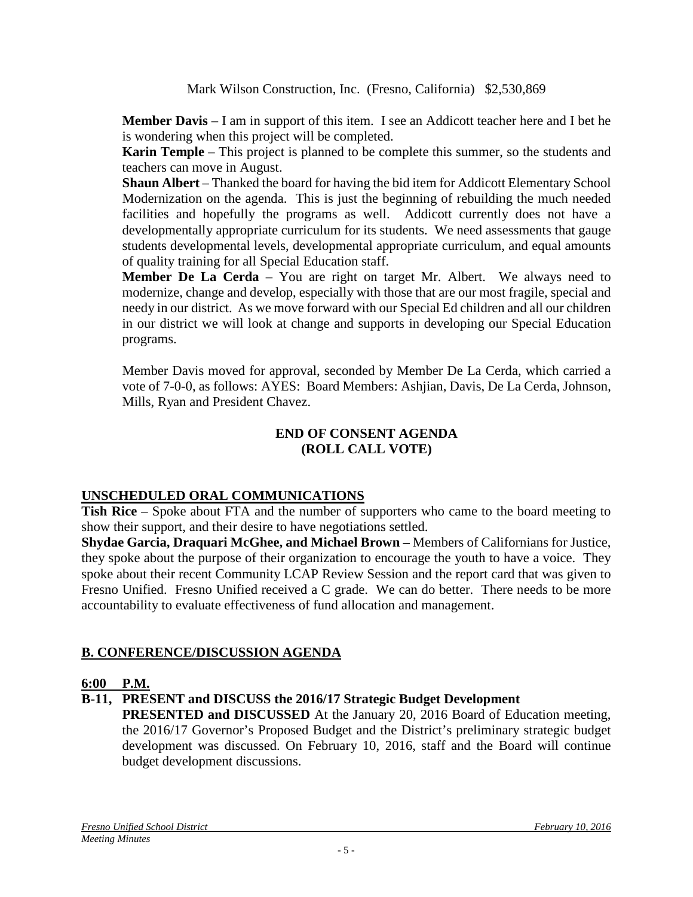Mark Wilson Construction, Inc. (Fresno, California) $2,530,869

**Member Davis** – I am in support of this item. I see an Addicott teacher here and I bet he is wondering when this project will be completed.

**Karin Temple** – This project is planned to be complete this summer, so the students and teachers can move in August.

**Shaun Albert** – Thanked the board for having the bid item for Addicott Elementary School Modernization on the agenda. This is just the beginning of rebuilding the much needed facilities and hopefully the programs as well. Addicott currently does not have a developmentally appropriate curriculum for its students. We need assessments that gauge students developmental levels, developmental appropriate curriculum, and equal amounts of quality training for all Special Education staff.

**Member De La Cerda** – You are right on target Mr. Albert. We always need to modernize, change and develop, especially with those that are our most fragile, special and needy in our district. As we move forward with our Special Ed children and all our children in our district we will look at change and supports in developing our Special Education programs.

Member Davis moved for approval, seconded by Member De La Cerda, which carried a vote of 7-0-0, as follows: AYES: Board Members: Ashjian, Davis, De La Cerda, Johnson, Mills, Ryan and President Chavez.

**END OF CONSENT AGENDA**
**(ROLL CALL VOTE)**

## UNSCHEDULED ORAL COMMUNICATIONS

**Tish Rice** – Spoke about FTA and the number of supporters who came to the board meeting to show their support, and their desire to have negotiations settled.

**Shydae Garcia, Draquari McGhee, and Michael Brown –** Members of Californians for Justice, they spoke about the purpose of their organization to encourage the youth to have a voice. They spoke about their recent Community LCAP Review Session and the report card that was given to Fresno Unified. Fresno Unified received a C grade. We can do better. There needs to be more accountability to evaluate effectiveness of fund allocation and management.

## B. CONFERENCE/DISCUSSION AGENDA

**6:00 P.M.**

**B-11, PRESENT and DISCUSS the 2016/17 Strategic Budget Development**

**PRESENTED and DISCUSSED** At the January 20, 2016 Board of Education meeting, the 2016/17 Governor's Proposed Budget and the District's preliminary strategic budget development was discussed. On February 10, 2016, staff and the Board will continue budget development discussions.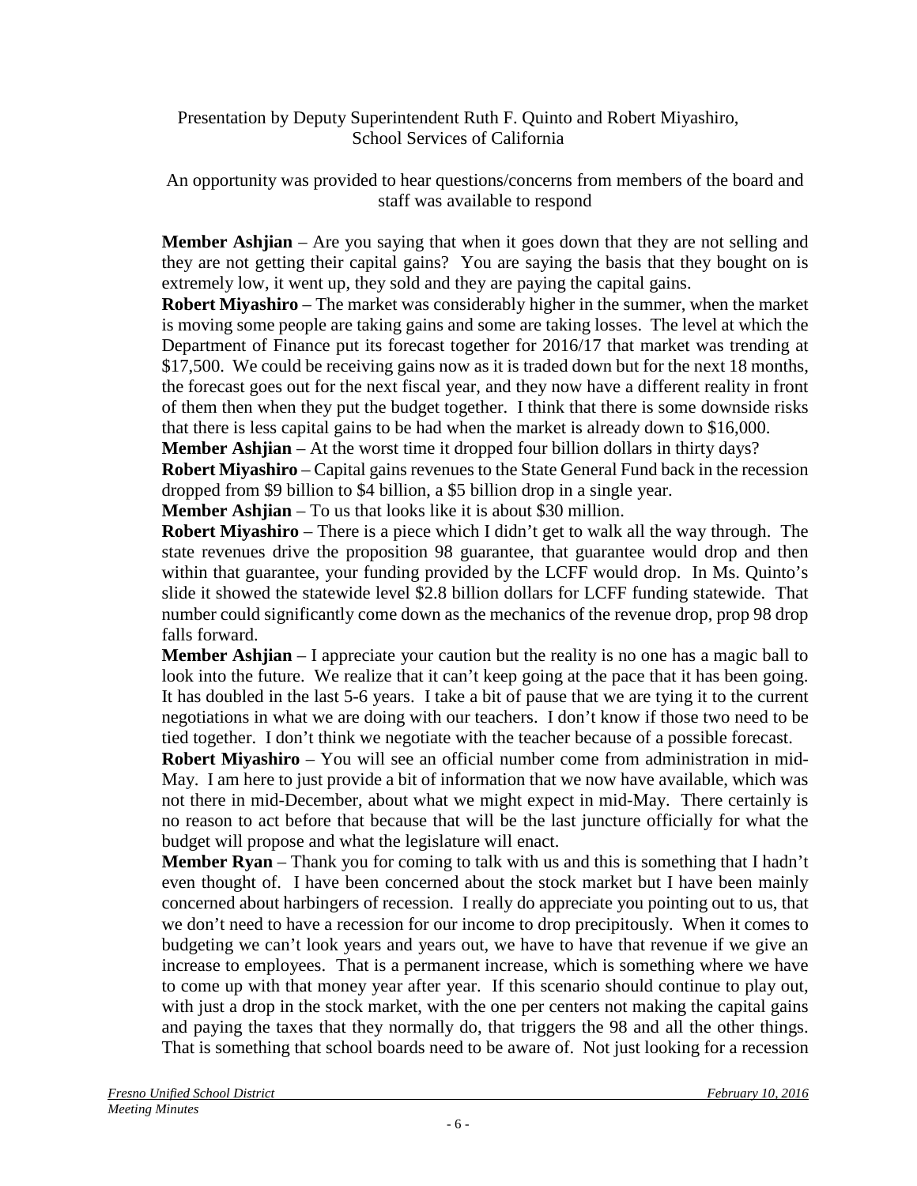Presentation by Deputy Superintendent Ruth F. Quinto and Robert Miyashiro, School Services of California

An opportunity was provided to hear questions/concerns from members of the board and staff was available to respond

**Member Ashjian** – Are you saying that when it goes down that they are not selling and they are not getting their capital gains? You are saying the basis that they bought on is extremely low, it went up, they sold and they are paying the capital gains.

**Robert Miyashiro** – The market was considerably higher in the summer, when the market is moving some people are taking gains and some are taking losses. The level at which the Department of Finance put its forecast together for 2016/17 that market was trending at $17,500. We could be receiving gains now as it is traded down but for the next 18 months, the forecast goes out for the next fiscal year, and they now have a different reality in front of them then when they put the budget together. I think that there is some downside risks that there is less capital gains to be had when the market is already down to $16,000.

**Member Ashjian** – At the worst time it dropped four billion dollars in thirty days?

**Robert Miyashiro** – Capital gains revenues to the State General Fund back in the recession dropped from $9 billion to $4 billion, a $5 billion drop in a single year.

**Member Ashjian** – To us that looks like it is about $30 million.

**Robert Miyashiro** – There is a piece which I didn't get to walk all the way through. The state revenues drive the proposition 98 guarantee, that guarantee would drop and then within that guarantee, your funding provided by the LCFF would drop. In Ms. Quinto's slide it showed the statewide level $2.8 billion dollars for LCFF funding statewide. That number could significantly come down as the mechanics of the revenue drop, prop 98 drop falls forward.

**Member Ashjian** – I appreciate your caution but the reality is no one has a magic ball to look into the future. We realize that it can't keep going at the pace that it has been going. It has doubled in the last 5-6 years. I take a bit of pause that we are tying it to the current negotiations in what we are doing with our teachers. I don't know if those two need to be tied together. I don't think we negotiate with the teacher because of a possible forecast.

**Robert Miyashiro** – You will see an official number come from administration in mid-May. I am here to just provide a bit of information that we now have available, which was not there in mid-December, about what we might expect in mid-May. There certainly is no reason to act before that because that will be the last juncture officially for what the budget will propose and what the legislature will enact.

**Member Ryan** – Thank you for coming to talk with us and this is something that I hadn't even thought of. I have been concerned about the stock market but I have been mainly concerned about harbingers of recession. I really do appreciate you pointing out to us, that we don't need to have a recession for our income to drop precipitously. When it comes to budgeting we can't look years and years out, we have to have that revenue if we give an increase to employees. That is a permanent increase, which is something where we have to come up with that money year after year. If this scenario should continue to play out, with just a drop in the stock market, with the one per centers not making the capital gains and paying the taxes that they normally do, that triggers the 98 and all the other things. That is something that school boards need to be aware of. Not just looking for a recession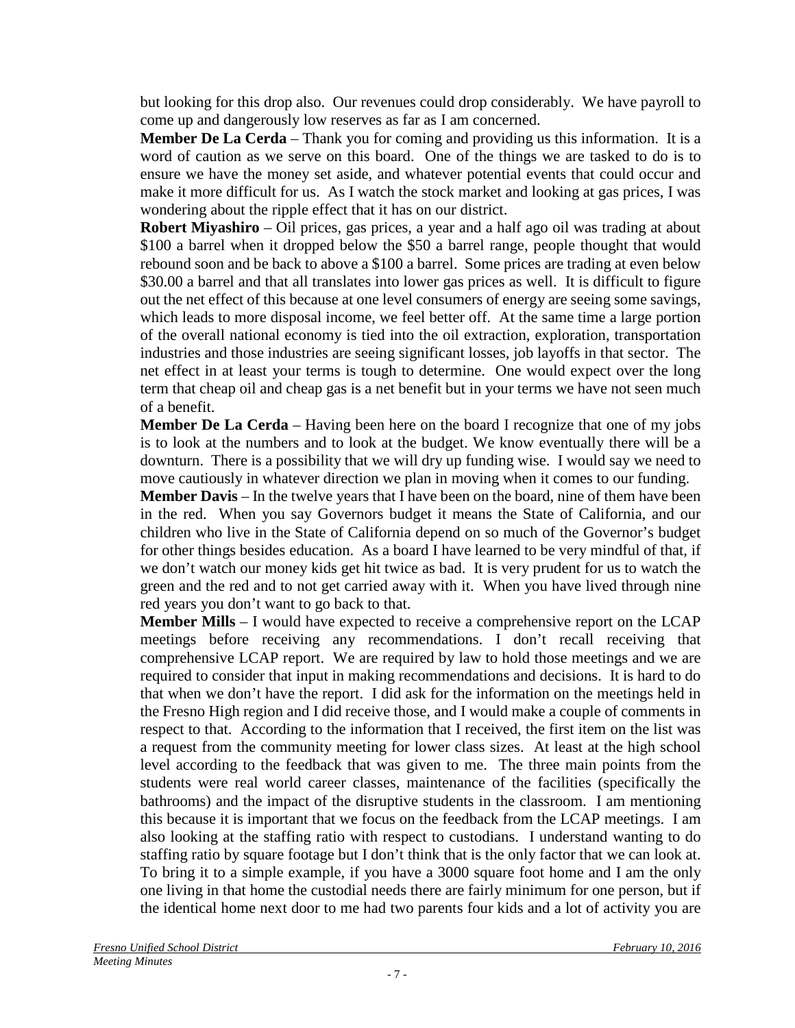but looking for this drop also. Our revenues could drop considerably. We have payroll to come up and dangerously low reserves as far as I am concerned.

**Member De La Cerda** – Thank you for coming and providing us this information. It is a word of caution as we serve on this board. One of the things we are tasked to do is to ensure we have the money set aside, and whatever potential events that could occur and make it more difficult for us. As I watch the stock market and looking at gas prices, I was wondering about the ripple effect that it has on our district.

**Robert Miyashiro** – Oil prices, gas prices, a year and a half ago oil was trading at about $100 a barrel when it dropped below the $50 a barrel range, people thought that would rebound soon and be back to above a $100 a barrel. Some prices are trading at even below $30.00 a barrel and that all translates into lower gas prices as well. It is difficult to figure out the net effect of this because at one level consumers of energy are seeing some savings, which leads to more disposal income, we feel better off. At the same time a large portion of the overall national economy is tied into the oil extraction, exploration, transportation industries and those industries are seeing significant losses, job layoffs in that sector. The net effect in at least your terms is tough to determine. One would expect over the long term that cheap oil and cheap gas is a net benefit but in your terms we have not seen much of a benefit.

**Member De La Cerda** – Having been here on the board I recognize that one of my jobs is to look at the numbers and to look at the budget. We know eventually there will be a downturn. There is a possibility that we will dry up funding wise. I would say we need to move cautiously in whatever direction we plan in moving when it comes to our funding.

**Member Davis** – In the twelve years that I have been on the board, nine of them have been in the red. When you say Governors budget it means the State of California, and our children who live in the State of California depend on so much of the Governor's budget for other things besides education. As a board I have learned to be very mindful of that, if we don't watch our money kids get hit twice as bad. It is very prudent for us to watch the green and the red and to not get carried away with it. When you have lived through nine red years you don't want to go back to that.

**Member Mills** – I would have expected to receive a comprehensive report on the LCAP meetings before receiving any recommendations. I don't recall receiving that comprehensive LCAP report. We are required by law to hold those meetings and we are required to consider that input in making recommendations and decisions. It is hard to do that when we don't have the report. I did ask for the information on the meetings held in the Fresno High region and I did receive those, and I would make a couple of comments in respect to that. According to the information that I received, the first item on the list was a request from the community meeting for lower class sizes. At least at the high school level according to the feedback that was given to me. The three main points from the students were real world career classes, maintenance of the facilities (specifically the bathrooms) and the impact of the disruptive students in the classroom. I am mentioning this because it is important that we focus on the feedback from the LCAP meetings. I am also looking at the staffing ratio with respect to custodians. I understand wanting to do staffing ratio by square footage but I don't think that is the only factor that we can look at. To bring it to a simple example, if you have a 3000 square foot home and I am the only one living in that home the custodial needs there are fairly minimum for one person, but if the identical home next door to me had two parents four kids and a lot of activity you are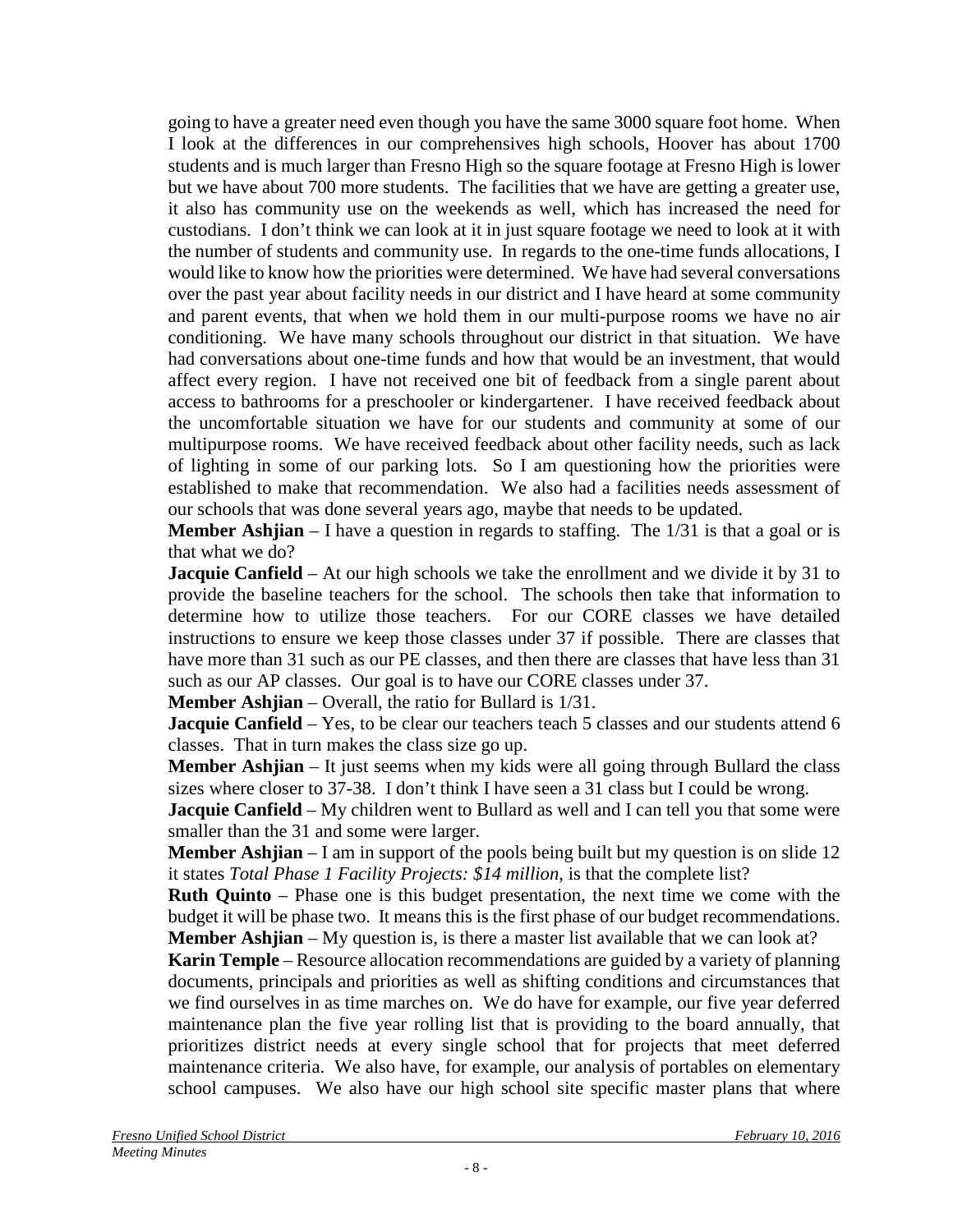going to have a greater need even though you have the same 3000 square foot home. When I look at the differences in our comprehensives high schools, Hoover has about 1700 students and is much larger than Fresno High so the square footage at Fresno High is lower but we have about 700 more students. The facilities that we have are getting a greater use, it also has community use on the weekends as well, which has increased the need for custodians. I don't think we can look at it in just square footage we need to look at it with the number of students and community use. In regards to the one-time funds allocations, I would like to know how the priorities were determined. We have had several conversations over the past year about facility needs in our district and I have heard at some community and parent events, that when we hold them in our multi-purpose rooms we have no air conditioning. We have many schools throughout our district in that situation. We have had conversations about one-time funds and how that would be an investment, that would affect every region. I have not received one bit of feedback from a single parent about access to bathrooms for a preschooler or kindergartener. I have received feedback about the uncomfortable situation we have for our students and community at some of our multipurpose rooms. We have received feedback about other facility needs, such as lack of lighting in some of our parking lots. So I am questioning how the priorities were established to make that recommendation. We also had a facilities needs assessment of our schools that was done several years ago, maybe that needs to be updated.

**Member Ashjian** – I have a question in regards to staffing. The 1/31 is that a goal or is that what we do?

**Jacquie Canfield** – At our high schools we take the enrollment and we divide it by 31 to provide the baseline teachers for the school. The schools then take that information to determine how to utilize those teachers. For our CORE classes we have detailed instructions to ensure we keep those classes under 37 if possible. There are classes that have more than 31 such as our PE classes, and then there are classes that have less than 31 such as our AP classes. Our goal is to have our CORE classes under 37.

**Member Ashjian** – Overall, the ratio for Bullard is 1/31.

**Jacquie Canfield** – Yes, to be clear our teachers teach 5 classes and our students attend 6 classes. That in turn makes the class size go up.

**Member Ashjian** – It just seems when my kids were all going through Bullard the class sizes where closer to 37-38. I don't think I have seen a 31 class but I could be wrong.

**Jacquie Canfield** – My children went to Bullard as well and I can tell you that some were smaller than the 31 and some were larger.

**Member Ashjian** – I am in support of the pools being built but my question is on slide 12 it states *Total Phase 1 Facility Projects: $14 million*, is that the complete list?

**Ruth Quinto** – Phase one is this budget presentation, the next time we come with the budget it will be phase two. It means this is the first phase of our budget recommendations.

**Member Ashjian** – My question is, is there a master list available that we can look at?

**Karin Temple** – Resource allocation recommendations are guided by a variety of planning documents, principals and priorities as well as shifting conditions and circumstances that we find ourselves in as time marches on. We do have for example, our five year deferred maintenance plan the five year rolling list that is providing to the board annually, that prioritizes district needs at every single school that for projects that meet deferred maintenance criteria. We also have, for example, our analysis of portables on elementary school campuses. We also have our high school site specific master plans that where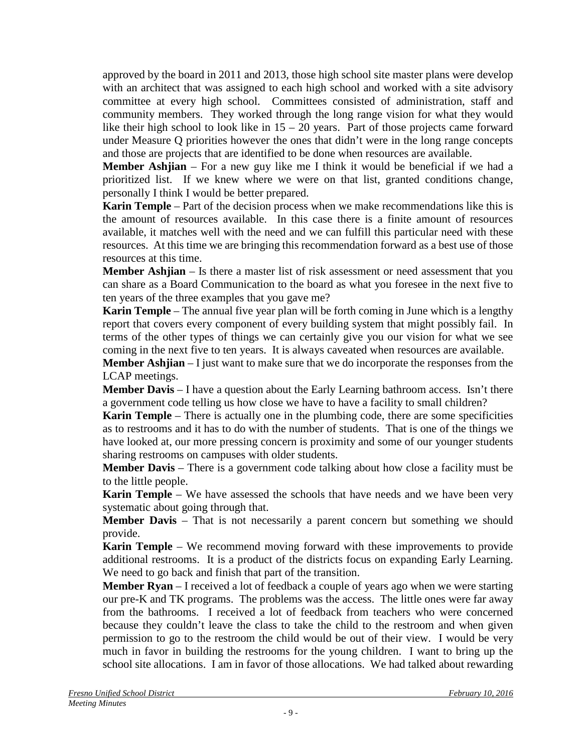approved by the board in 2011 and 2013, those high school site master plans were develop with an architect that was assigned to each high school and worked with a site advisory committee at every high school. Committees consisted of administration, staff and community members. They worked through the long range vision for what they would like their high school to look like in 15 – 20 years. Part of those projects came forward under Measure Q priorities however the ones that didn't were in the long range concepts and those are projects that are identified to be done when resources are available.

**Member Ashjian** – For a new guy like me I think it would be beneficial if we had a prioritized list. If we knew where we were on that list, granted conditions change, personally I think I would be better prepared.

**Karin Temple** – Part of the decision process when we make recommendations like this is the amount of resources available. In this case there is a finite amount of resources available, it matches well with the need and we can fulfill this particular need with these resources. At this time we are bringing this recommendation forward as a best use of those resources at this time.

**Member Ashjian** – Is there a master list of risk assessment or need assessment that you can share as a Board Communication to the board as what you foresee in the next five to ten years of the three examples that you gave me?

**Karin Temple** – The annual five year plan will be forth coming in June which is a lengthy report that covers every component of every building system that might possibly fail. In terms of the other types of things we can certainly give you our vision for what we see coming in the next five to ten years. It is always caveated when resources are available.

**Member Ashjian** – I just want to make sure that we do incorporate the responses from the LCAP meetings.

**Member Davis** – I have a question about the Early Learning bathroom access. Isn't there a government code telling us how close we have to have a facility to small children?

**Karin Temple** – There is actually one in the plumbing code, there are some specificities as to restrooms and it has to do with the number of students. That is one of the things we have looked at, our more pressing concern is proximity and some of our younger students sharing restrooms on campuses with older students.

**Member Davis** – There is a government code talking about how close a facility must be to the little people.

**Karin Temple** – We have assessed the schools that have needs and we have been very systematic about going through that.

**Member Davis** – That is not necessarily a parent concern but something we should provide.

**Karin Temple** – We recommend moving forward with these improvements to provide additional restrooms. It is a product of the districts focus on expanding Early Learning. We need to go back and finish that part of the transition.

**Member Ryan** – I received a lot of feedback a couple of years ago when we were starting our pre-K and TK programs. The problems was the access. The little ones were far away from the bathrooms. I received a lot of feedback from teachers who were concerned because they couldn't leave the class to take the child to the restroom and when given permission to go to the restroom the child would be out of their view. I would be very much in favor in building the restrooms for the young children. I want to bring up the school site allocations. I am in favor of those allocations. We had talked about rewarding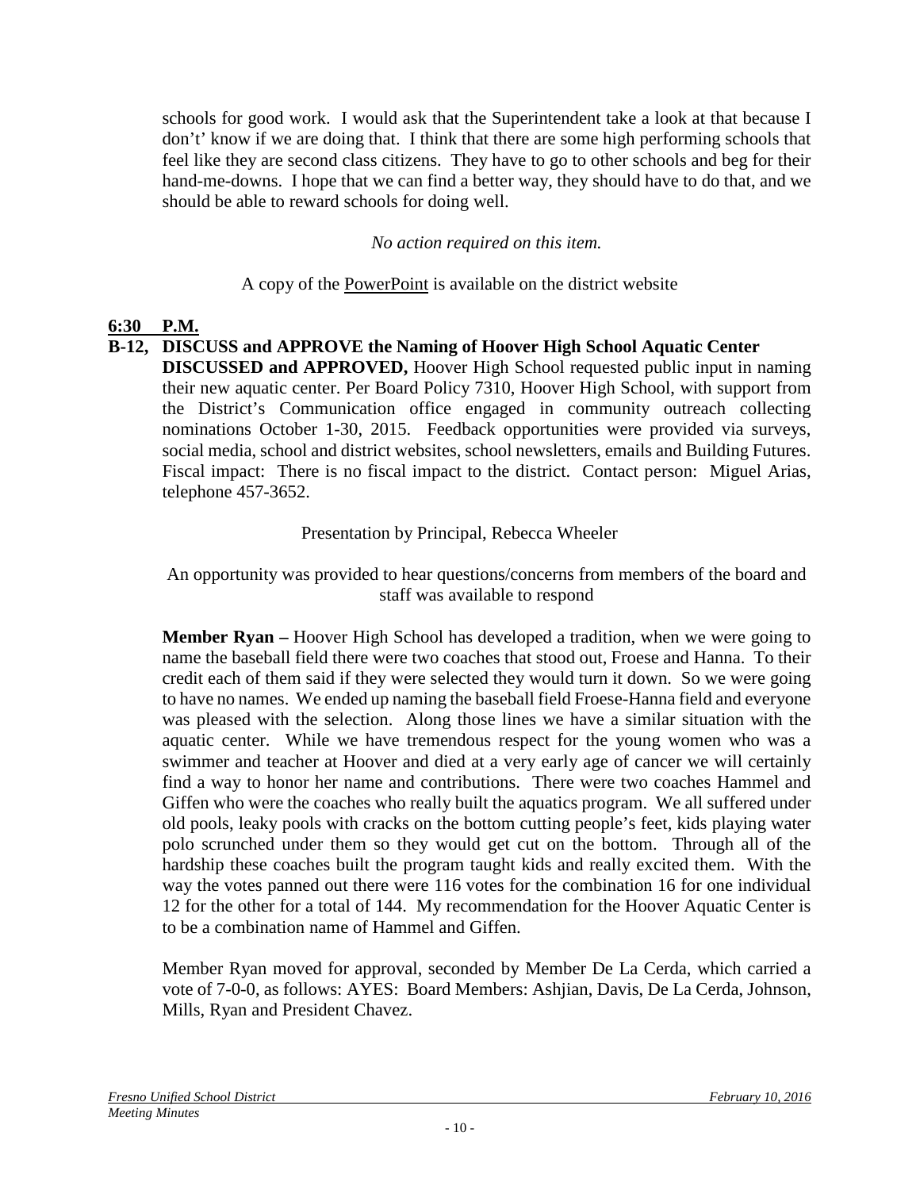schools for good work. I would ask that the Superintendent take a look at that because I don't' know if we are doing that. I think that there are some high performing schools that feel like they are second class citizens. They have to go to other schools and beg for their hand-me-downs. I hope that we can find a better way, they should have to do that, and we should be able to reward schools for doing well.

*No action required on this item.*

A copy of the PowerPoint is available on the district website

**6:30 P.M.**

**B-12, DISCUSS and APPROVE the Naming of Hoover High School Aquatic Center**

**DISCUSSED and APPROVED,** Hoover High School requested public input in naming their new aquatic center. Per Board Policy 7310, Hoover High School, with support from the District's Communication office engaged in community outreach collecting nominations October 1-30, 2015. Feedback opportunities were provided via surveys, social media, school and district websites, school newsletters, emails and Building Futures. Fiscal impact: There is no fiscal impact to the district. Contact person: Miguel Arias, telephone 457-3652.

Presentation by Principal, Rebecca Wheeler

An opportunity was provided to hear questions/concerns from members of the board and staff was available to respond

**Member Ryan –** Hoover High School has developed a tradition, when we were going to name the baseball field there were two coaches that stood out, Froese and Hanna. To their credit each of them said if they were selected they would turn it down. So we were going to have no names. We ended up naming the baseball field Froese-Hanna field and everyone was pleased with the selection. Along those lines we have a similar situation with the aquatic center. While we have tremendous respect for the young women who was a swimmer and teacher at Hoover and died at a very early age of cancer we will certainly find a way to honor her name and contributions. There were two coaches Hammel and Giffen who were the coaches who really built the aquatics program. We all suffered under old pools, leaky pools with cracks on the bottom cutting people's feet, kids playing water polo scrunched under them so they would get cut on the bottom. Through all of the hardship these coaches built the program taught kids and really excited them. With the way the votes panned out there were 116 votes for the combination 16 for one individual 12 for the other for a total of 144. My recommendation for the Hoover Aquatic Center is to be a combination name of Hammel and Giffen.

Member Ryan moved for approval, seconded by Member De La Cerda, which carried a vote of 7-0-0, as follows: AYES: Board Members: Ashjian, Davis, De La Cerda, Johnson, Mills, Ryan and President Chavez.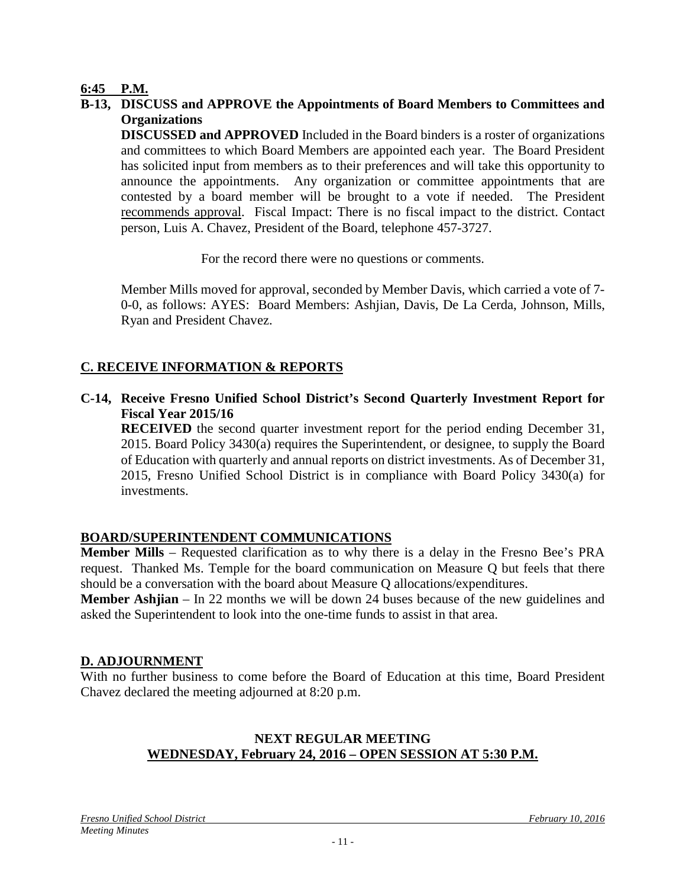**6:45 P.M.**

**B-13, DISCUSS and APPROVE the Appointments of Board Members to Committees and Organizations**

**DISCUSSED and APPROVED** Included in the Board binders is a roster of organizations and committees to which Board Members are appointed each year. The Board President has solicited input from members as to their preferences and will take this opportunity to announce the appointments. Any organization or committee appointments that are contested by a board member will be brought to a vote if needed. The President recommends approval. Fiscal Impact: There is no fiscal impact to the district. Contact person, Luis A. Chavez, President of the Board, telephone 457-3727.

For the record there were no questions or comments.

Member Mills moved for approval, seconded by Member Davis, which carried a vote of 7-0-0, as follows: AYES: Board Members: Ashjian, Davis, De La Cerda, Johnson, Mills, Ryan and President Chavez.

## C. RECEIVE INFORMATION & REPORTS

**C-14, Receive Fresno Unified School District's Second Quarterly Investment Report for Fiscal Year 2015/16**

**RECEIVED** the second quarter investment report for the period ending December 31, 2015. Board Policy 3430(a) requires the Superintendent, or designee, to supply the Board of Education with quarterly and annual reports on district investments. As of December 31, 2015, Fresno Unified School District is in compliance with Board Policy 3430(a) for investments.

## BOARD/SUPERINTENDENT COMMUNICATIONS

**Member Mills** – Requested clarification as to why there is a delay in the Fresno Bee's PRA request. Thanked Ms. Temple for the board communication on Measure Q but feels that there should be a conversation with the board about Measure Q allocations/expenditures.

**Member Ashjian** – In 22 months we will be down 24 buses because of the new guidelines and asked the Superintendent to look into the one-time funds to assist in that area.

## D. ADJOURNMENT

With no further business to come before the Board of Education at this time, Board President Chavez declared the meeting adjourned at 8:20 p.m.

**NEXT REGULAR MEETING**
**WEDNESDAY, February 24, 2016 – OPEN SESSION AT 5:30 P.M.**